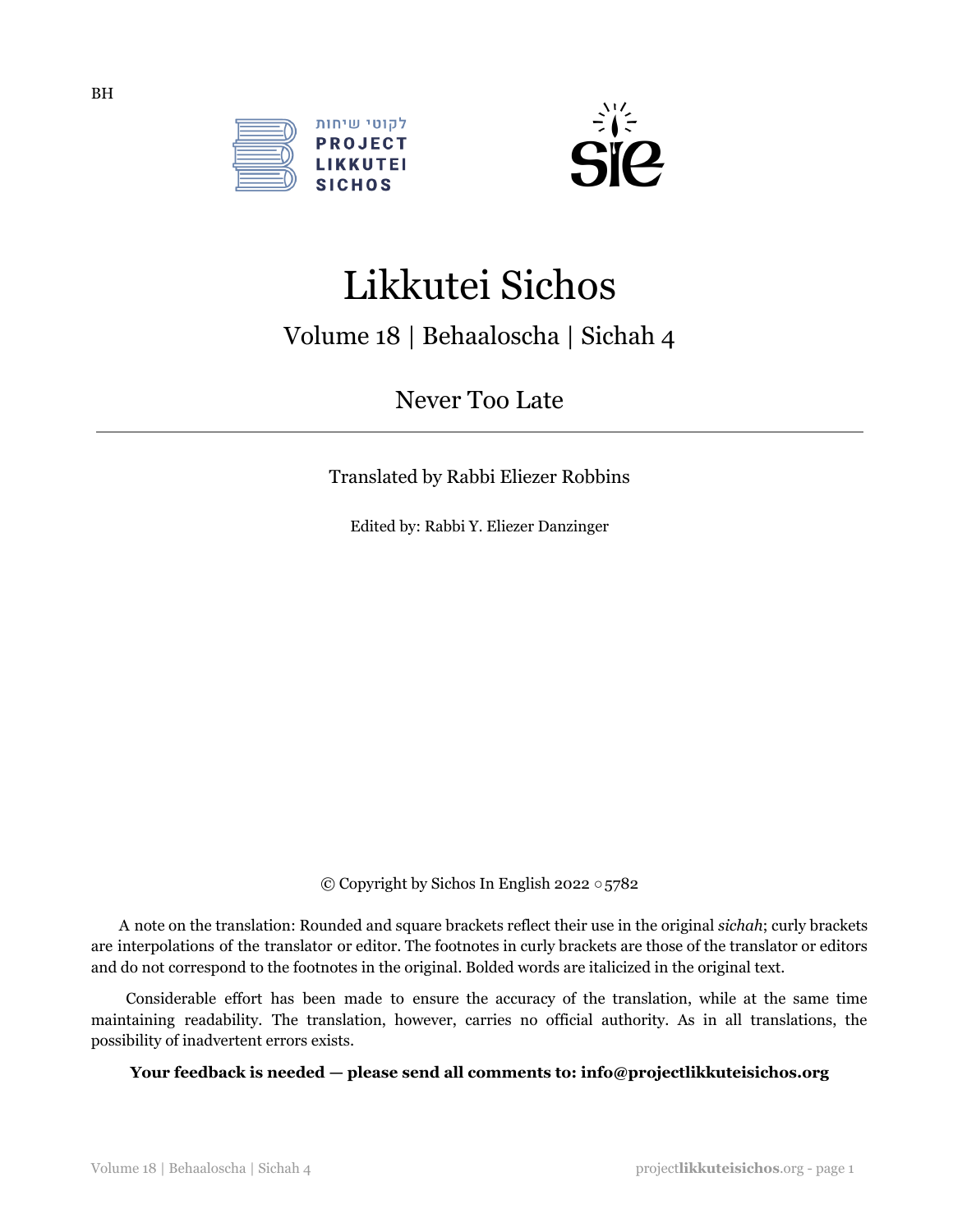BH

לקוטי שיחות
PROJECT
LIKKUTEI
SICHOS

# Likkutei Sichos

## Volume 18 | Behaaloscha | Sichah 4

## Never Too Late

---

Translated by Rabbi Eliezer Robbins

Edited by: Rabbi Y. Eliezer Danzinger

© Copyright by Sichos In English 2022 ○ 5782

A note on the translation: Rounded and square brackets reflect their use in the original *sichah*; curly brackets are interpolations of the translator or editor. The footnotes in curly brackets are those of the translator or editors and do not correspond to the footnotes in the original. Bolded words are italicized in the original text.

Considerable effort has been made to ensure the accuracy of the translation, while at the same time maintaining readability. The translation, however, carries no official authority. As in all translations, the possibility of inadvertent errors exists.

**Your feedback is needed — please send all comments to: info@projectlikkuteisichos.org**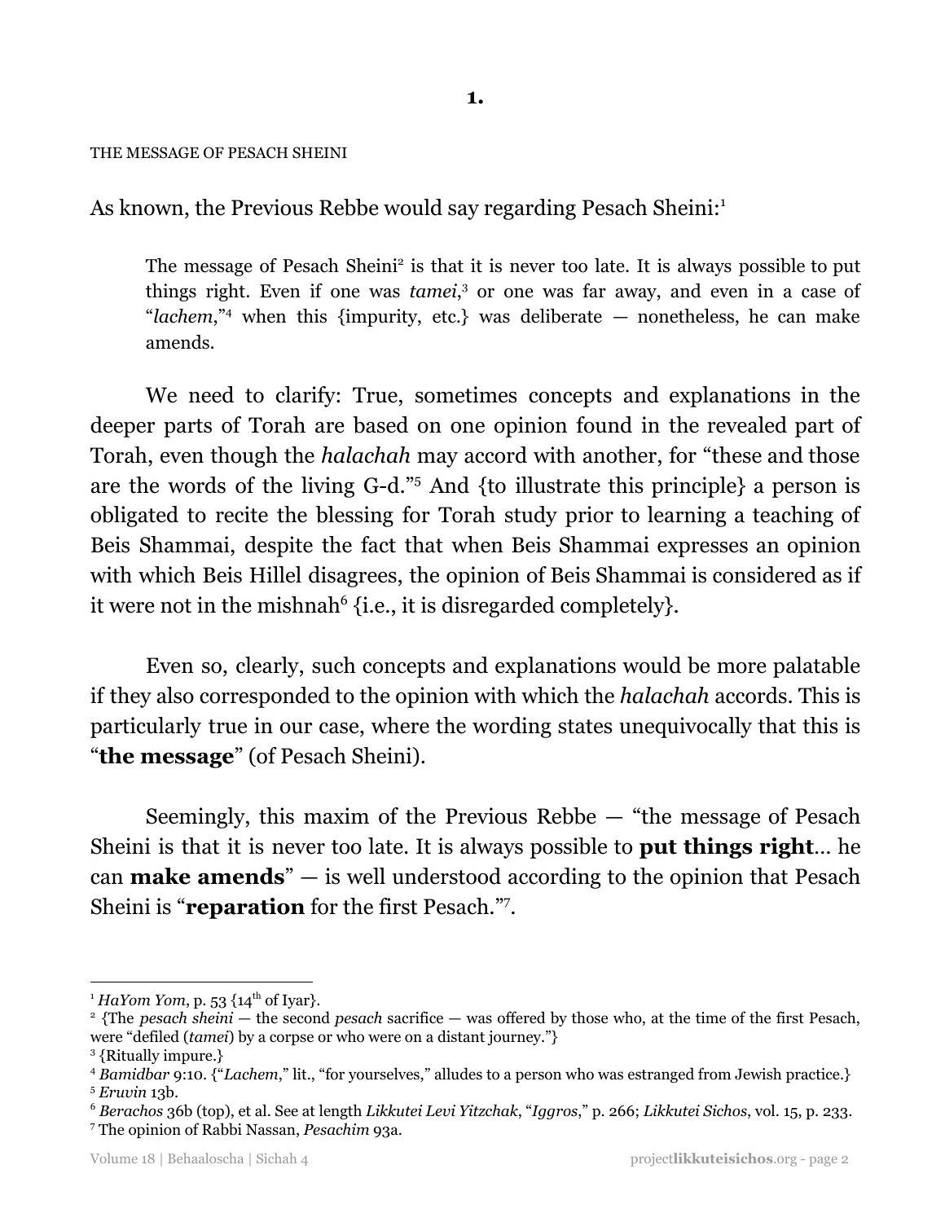**1.**

THE MESSAGE OF PESACH SHEINI

As known, the Previous Rebbe would say regarding Pesach Sheini:[1]

> The message of Pesach Sheini[2] is that it is never too late. It is always possible to put things right. Even if one was *tamei*,[3] or one was far away, and even in a case of "*lachem*,"[4] when this {impurity, etc.} was deliberate — nonetheless, he can make amends.

We need to clarify: True, sometimes concepts and explanations in the deeper parts of Torah are based on one opinion found in the revealed part of Torah, even though the *halachah* may accord with another, for "these and those are the words of the living G-d."[5] And {to illustrate this principle} a person is obligated to recite the blessing for Torah study prior to learning a teaching of Beis Shammai, despite the fact that when Beis Shammai expresses an opinion with which Beis Hillel disagrees, the opinion of Beis Shammai is considered as if it were not in the mishnah[6] {i.e., it is disregarded completely}.

Even so, clearly, such concepts and explanations would be more palatable if they also corresponded to the opinion with which the *halachah* accords. This is particularly true in our case, where the wording states unequivocally that this is "**the message**" (of Pesach Sheini).

Seemingly, this maxim of the Previous Rebbe — "the message of Pesach Sheini is that it is never too late. It is always possible to **put things right**... he can **make amends**" — is well understood according to the opinion that Pesach Sheini is "**reparation** for the first Pesach."[7].

---

[1] *HaYom Yom*, p. 53 {14th of Iyar}.

[2] {The *pesach sheini* — the second *pesach* sacrifice — was offered by those who, at the time of the first Pesach, were "defiled (*tamei*) by a corpse or who were on a distant journey."}

[3] {Ritually impure.}

[4] *Bamidbar* 9:10. {"*Lachem*," lit., "for yourselves," alludes to a person who was estranged from Jewish practice.}

[5] *Eruvin* 13b.

[6] *Berachos* 36b (top), et al. See at length *Likkutei Levi Yitzchak*, "*Iggros*," p. 266; *Likkutei Sichos*, vol. 15, p. 233.

[7] The opinion of Rabbi Nassan, *Pesachim* 93a.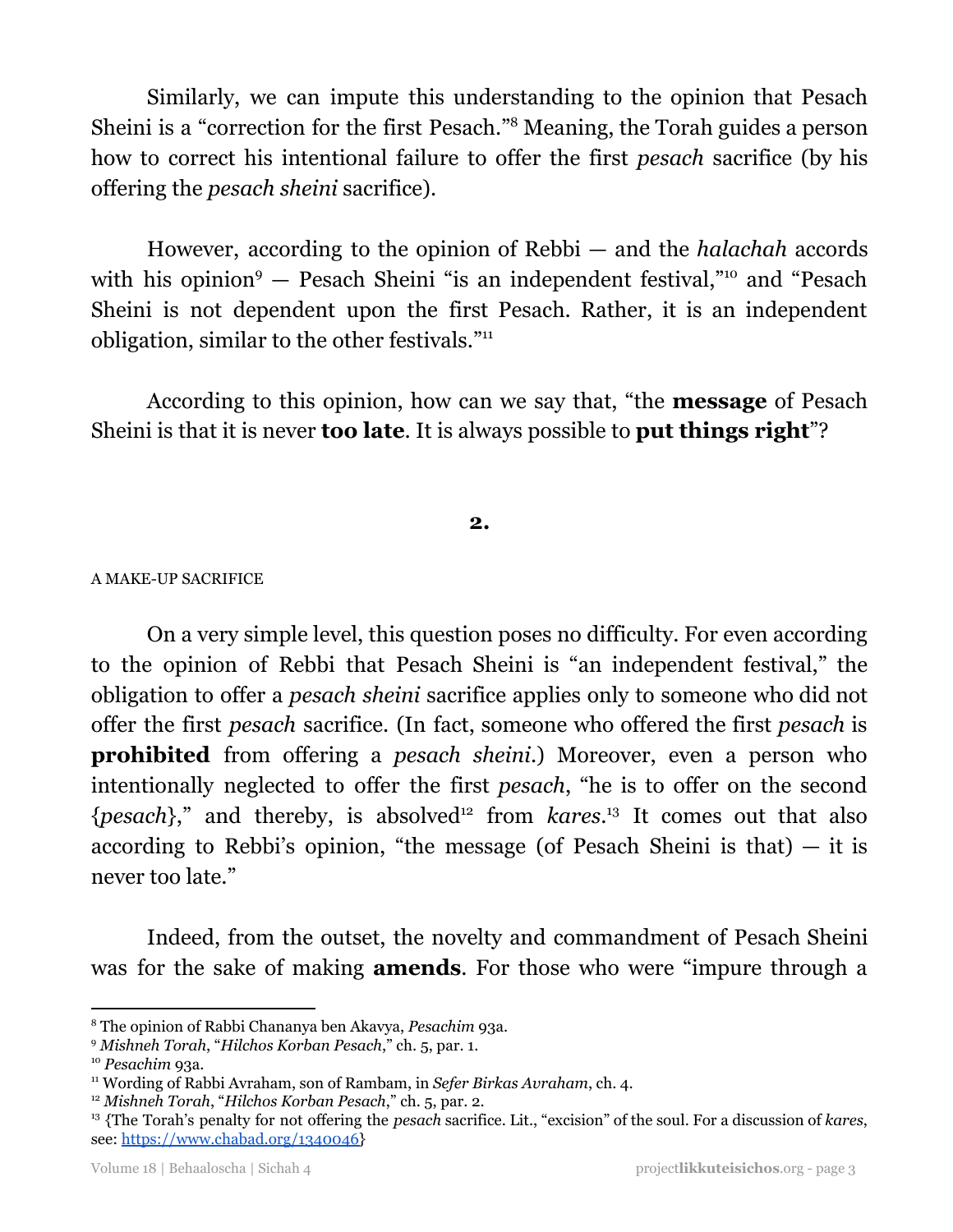Similarly, we can impute this understanding to the opinion that Pesach Sheini is a "correction for the first Pesach."[8] Meaning, the Torah guides a person how to correct his intentional failure to offer the first *pesach* sacrifice (by his offering the *pesach sheini* sacrifice).

However, according to the opinion of Rebbi — and the *halachah* accords with his opinion[9] — Pesach Sheini "is an independent festival,"[10] and "Pesach Sheini is not dependent upon the first Pesach. Rather, it is an independent obligation, similar to the other festivals."[11]

According to this opinion, how can we say that, "the **message** of Pesach Sheini is that it is never **too late**. It is always possible to **put things right**"?

**2.**

A MAKE-UP SACRIFICE

On a very simple level, this question poses no difficulty. For even according to the opinion of Rebbi that Pesach Sheini is "an independent festival," the obligation to offer a *pesach sheini* sacrifice applies only to someone who did not offer the first *pesach* sacrifice. (In fact, someone who offered the first *pesach* is **prohibited** from offering a *pesach sheini*.) Moreover, even a person who intentionally neglected to offer the first *pesach*, "he is to offer on the second {*pesach*}," and thereby, is absolved[12] from *kares*.[13] It comes out that also according to Rebbi's opinion, "the message (of Pesach Sheini is that) — it is never too late."

Indeed, from the outset, the novelty and commandment of Pesach Sheini was for the sake of making **amends**. For those who were "impure through a

---

[8] The opinion of Rabbi Chananya ben Akavya, *Pesachim* 93a.

[9] *Mishneh Torah*, "*Hilchos Korban Pesach*," ch. 5, par. 1.

[10] *Pesachim* 93a.

[11] Wording of Rabbi Avraham, son of Rambam, in *Sefer Birkas Avraham*, ch. 4.

[12] *Mishneh Torah*, "*Hilchos Korban Pesach*," ch. 5, par. 2.

[13] {The Torah's penalty for not offering the *pesach* sacrifice. Lit., "excision" of the soul. For a discussion of *kares*, see: https://www.chabad.org/1340046}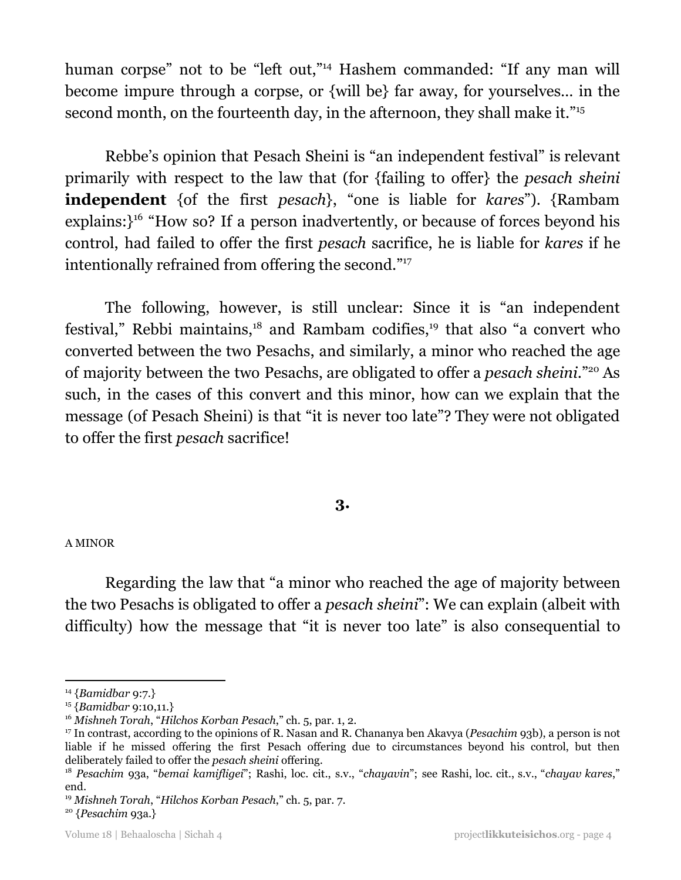human corpse" not to be "left out,"[14] Hashem commanded: "If any man will become impure through a corpse, or {will be} far away, for yourselves… in the second month, on the fourteenth day, in the afternoon, they shall make it."[15]

Rebbe's opinion that Pesach Sheini is "an independent festival" is relevant primarily with respect to the law that (for {failing to offer} the *pesach sheini* **independent** {of the first *pesach*}, "one is liable for *kares*"). {Rambam explains:}[16] "How so? If a person inadvertently, or because of forces beyond his control, had failed to offer the first *pesach* sacrifice, he is liable for *kares* if he intentionally refrained from offering the second."[17]

The following, however, is still unclear: Since it is "an independent festival," Rebbi maintains,[18] and Rambam codifies,[19] that also "a convert who converted between the two Pesachs, and similarly, a minor who reached the age of majority between the two Pesachs, are obligated to offer a *pesach sheini*."[20] As such, in the cases of this convert and this minor, how can we explain that the message (of Pesach Sheini) is that "it is never too late"? They were not obligated to offer the first *pesach* sacrifice!

## 3.

A MINOR

Regarding the law that "a minor who reached the age of majority between the two Pesachs is obligated to offer a *pesach sheini*": We can explain (albeit with difficulty) how the message that "it is never too late" is also consequential to

---

[14] {*Bamidbar* 9:7.}

[15] {*Bamidbar* 9:10,11.}

[16] *Mishneh Torah*, "*Hilchos Korban Pesach*," ch. 5, par. 1, 2.

[17] In contrast, according to the opinions of R. Nasan and R. Chananya ben Akavya (*Pesachim* 93b), a person is not liable if he missed offering the first Pesach offering due to circumstances beyond his control, but then deliberately failed to offer the *pesach sheini* offering.

[18] *Pesachim* 93a, "*bemai kamifligei*"; Rashi, loc. cit., s.v., "*chayavin*"; see Rashi, loc. cit., s.v., "*chayav kares*," end.

[19] *Mishneh Torah*, "*Hilchos Korban Pesach*," ch. 5, par. 7.

[20] {*Pesachim* 93a.}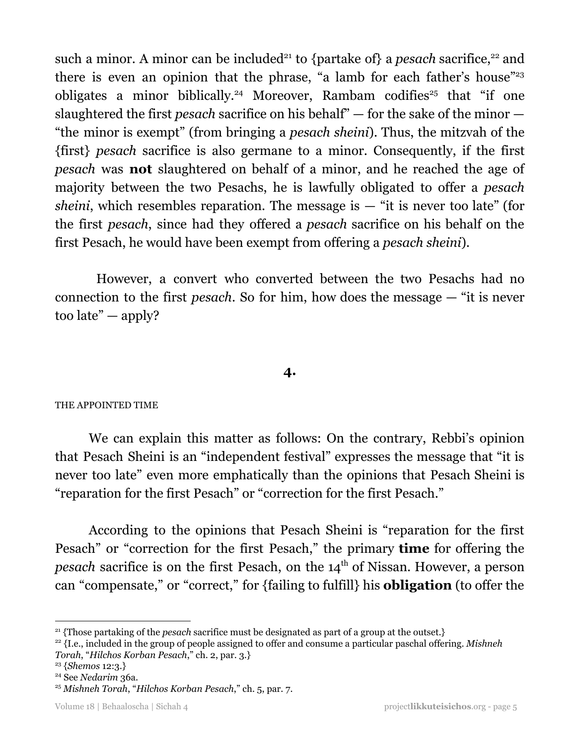such a minor. A minor can be included[21] to {partake of} a *pesach* sacrifice,[22] and there is even an opinion that the phrase, "a lamb for each father's house"[23] obligates a minor biblically.[24] Moreover, Rambam codifies[25] that "if one slaughtered the first *pesach* sacrifice on his behalf" — for the sake of the minor — "the minor is exempt" (from bringing a *pesach sheini*). Thus, the mitzvah of the {first} *pesach* sacrifice is also germane to a minor. Consequently, if the first *pesach* was **not** slaughtered on behalf of a minor, and he reached the age of majority between the two Pesachs, he is lawfully obligated to offer a *pesach sheini*, which resembles reparation. The message is — "it is never too late" (for the first *pesach*, since had they offered a *pesach* sacrifice on his behalf on the first Pesach, he would have been exempt from offering a *pesach sheini*).

However, a convert who converted between the two Pesachs had no connection to the first *pesach*. So for him, how does the message — "it is never too late" — apply?

## 4.

THE APPOINTED TIME

We can explain this matter as follows: On the contrary, Rebbi's opinion that Pesach Sheini is an "independent festival" expresses the message that "it is never too late" even more emphatically than the opinions that Pesach Sheini is "reparation for the first Pesach" or "correction for the first Pesach."

According to the opinions that Pesach Sheini is "reparation for the first Pesach" or "correction for the first Pesach," the primary **time** for offering the *pesach* sacrifice is on the first Pesach, on the 14th of Nissan. However, a person can "compensate," or "correct," for {failing to fulfill} his **obligation** (to offer the

---

[21] {Those partaking of the *pesach* sacrifice must be designated as part of a group at the outset.}

[22] {I.e., included in the group of people assigned to offer and consume a particular paschal offering. *Mishneh Torah*, "*Hilchos Korban Pesach*," ch. 2, par. 3.}

[23] {*Shemos* 12:3.}

[24] See *Nedarim* 36a.

[25] *Mishneh Torah*, "*Hilchos Korban Pesach*," ch. 5, par. 7.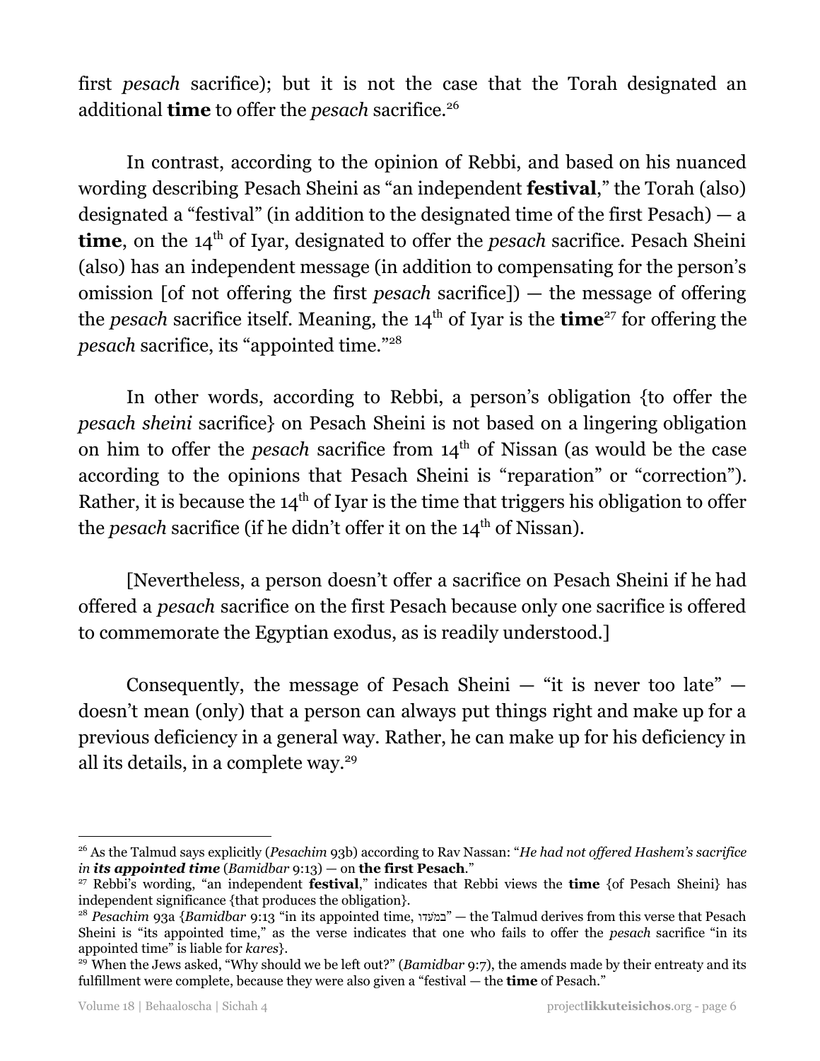first *pesach* sacrifice); but it is not the case that the Torah designated an additional **time** to offer the *pesach* sacrifice.[26]

In contrast, according to the opinion of Rebbi, and based on his nuanced wording describing Pesach Sheini as "an independent **festival**," the Torah (also) designated a "festival" (in addition to the designated time of the first Pesach) — a **time**, on the 14th of Iyar, designated to offer the *pesach* sacrifice. Pesach Sheini (also) has an independent message (in addition to compensating for the person's omission [of not offering the first *pesach* sacrifice]) — the message of offering the *pesach* sacrifice itself. Meaning, the 14th of Iyar is the **time**[27] for offering the *pesach* sacrifice, its "appointed time."[28]

In other words, according to Rebbi, a person's obligation {to offer the *pesach sheini* sacrifice} on Pesach Sheini is not based on a lingering obligation on him to offer the *pesach* sacrifice from 14th of Nissan (as would be the case according to the opinions that Pesach Sheini is "reparation" or "correction"). Rather, it is because the 14th of Iyar is the time that triggers his obligation to offer the *pesach* sacrifice (if he didn't offer it on the 14th of Nissan).

[Nevertheless, a person doesn't offer a sacrifice on Pesach Sheini if he had offered a *pesach* sacrifice on the first Pesach because only one sacrifice is offered to commemorate the Egyptian exodus, as is readily understood.]

Consequently, the message of Pesach Sheini — "it is never too late" — doesn't mean (only) that a person can always put things right and make up for a previous deficiency in a general way. Rather, he can make up for his deficiency in all its details, in a complete way.[29]

---

[26] As the Talmud says explicitly (*Pesachim* 93b) according to Rav Nassan: "*He had not offered Hashem's sacrifice in **its appointed time*** (*Bamidbar* 9:13) — on **the first Pesach**."

[27] Rebbi's wording, "an independent **festival**," indicates that Rebbi views the **time** {of Pesach Sheini} has independent significance {that produces the obligation}.

[28] *Pesachim* 93a {*Bamidbar* 9:13 "in its appointed time, במֹעדו" — the Talmud derives from this verse that Pesach Sheini is "its appointed time," as the verse indicates that one who fails to offer the *pesach* sacrifice "in its appointed time" is liable for *kares*}.

[29] When the Jews asked, "Why should we be left out?" (*Bamidbar* 9:7), the amends made by their entreaty and its fulfillment were complete, because they were also given a "festival — the **time** of Pesach."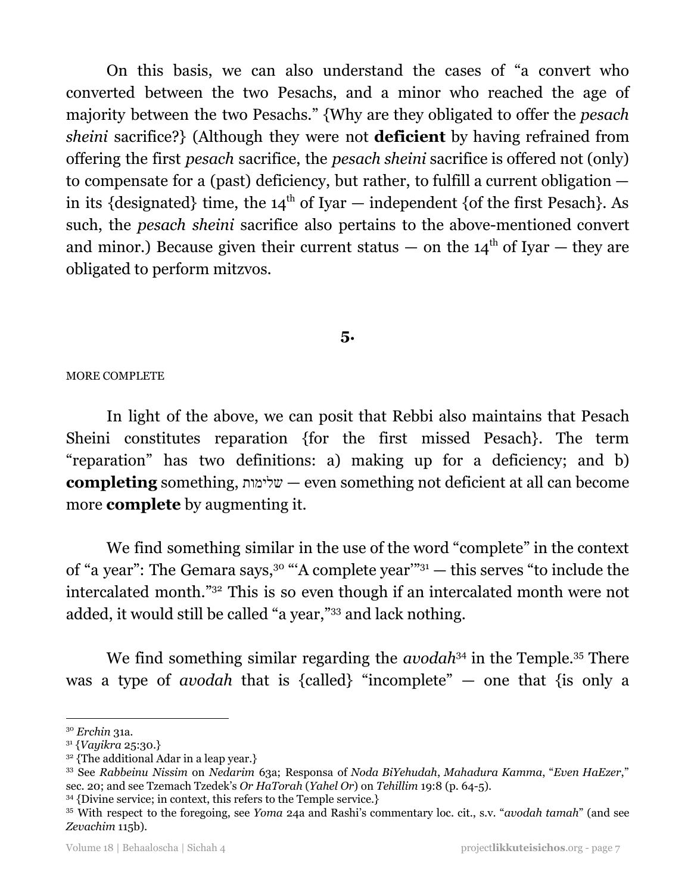On this basis, we can also understand the cases of "a convert who converted between the two Pesachs, and a minor who reached the age of majority between the two Pesachs." {Why are they obligated to offer the *pesach sheini* sacrifice?} (Although they were not **deficient** by having refrained from offering the first *pesach* sacrifice, the *pesach sheini* sacrifice is offered not (only) to compensate for a (past) deficiency, but rather, to fulfill a current obligation — in its {designated} time, the 14th of Iyar — independent {of the first Pesach}. As such, the *pesach sheini* sacrifice also pertains to the above-mentioned convert and minor.) Because given their current status — on the 14th of Iyar — they are obligated to perform mitzvos.

**5.**

MORE COMPLETE

In light of the above, we can posit that Rebbi also maintains that Pesach Sheini constitutes reparation {for the first missed Pesach}. The term "reparation" has two definitions: a) making up for a deficiency; and b) **completing** something, שלימות — even something not deficient at all can become more **complete** by augmenting it.

We find something similar in the use of the word "complete" in the context of "a year": The Gemara says,[30] "'A complete year'"[31] — this serves "to include the intercalated month."[32] This is so even though if an intercalated month were not added, it would still be called "a year,"[33] and lack nothing.

We find something similar regarding the *avodah*[34] in the Temple.[35] There was a type of *avodah* that is {called} "incomplete" — one that {is only a

---

[30] *Erchin* 31a.

[31] {*Vayikra* 25:30.}

[32] {The additional Adar in a leap year.}

[33] See *Rabbeinu Nissim* on *Nedarim* 63a; Responsa of *Noda BiYehudah*, *Mahadura Kamma*, "*Even HaEzer*," sec. 20; and see Tzemach Tzedek's *Or HaTorah* (*Yahel Or*) on *Tehillim* 19:8 (p. 64-5).

[34] {Divine service; in context, this refers to the Temple service.}

[35] With respect to the foregoing, see *Yoma* 24a and Rashi's commentary loc. cit., s.v. "*avodah tamah*" (and see *Zevachim* 115b).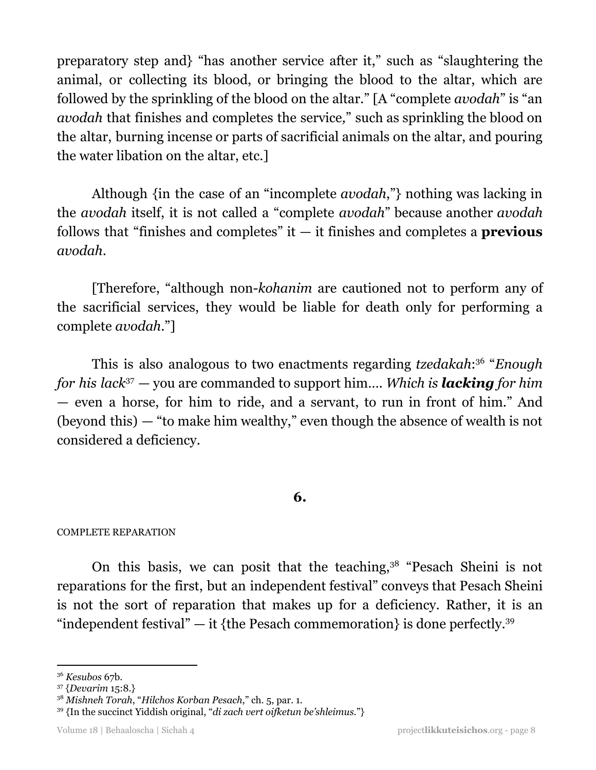preparatory step and} "has another service after it," such as "slaughtering the animal, or collecting its blood, or bringing the blood to the altar, which are followed by the sprinkling of the blood on the altar." [A "complete *avodah*" is "an *avodah* that finishes and completes the service," such as sprinkling the blood on the altar, burning incense or parts of sacrificial animals on the altar, and pouring the water libation on the altar, etc.]

Although {in the case of an "incomplete *avodah*,"} nothing was lacking in the *avodah* itself, it is not called a "complete *avodah*" because another *avodah* follows that "finishes and completes" it — it finishes and completes a **previous** *avodah*.

[Therefore, "although non-*kohanim* are cautioned not to perform any of the sacrificial services, they would be liable for death only for performing a complete *avodah*."]

This is also analogous to two enactments regarding *tzedakah*:[36] "*Enough for his lack*[37] — you are commanded to support him…. *Which is **lacking** for him* — even a horse, for him to ride, and a servant, to run in front of him." And (beyond this) — "to make him wealthy," even though the absence of wealth is not considered a deficiency.

## 6.

COMPLETE REPARATION

On this basis, we can posit that the teaching,[38] "Pesach Sheini is not reparations for the first, but an independent festival" conveys that Pesach Sheini is not the sort of reparation that makes up for a deficiency. Rather, it is an "independent festival" — it {the Pesach commemoration} is done perfectly.[39]

---

[36] *Kesubos* 67b.

[37] {*Devarim* 15:8.}

[38] *Mishneh Torah*, "*Hilchos Korban Pesach*," ch. 5, par. 1.

[39] {In the succinct Yiddish original, "*di zach vert oifketun be'shleimus*."}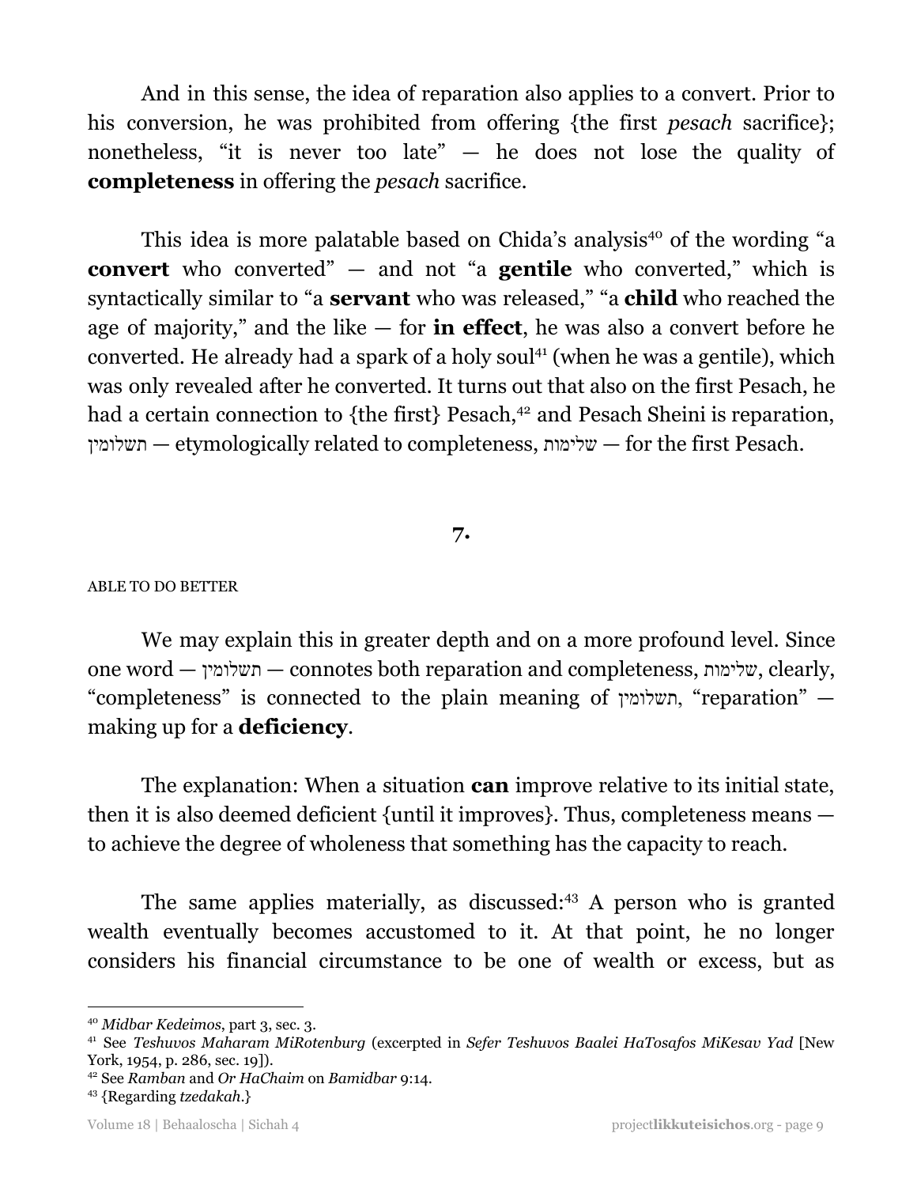And in this sense, the idea of reparation also applies to a convert. Prior to his conversion, he was prohibited from offering {the first *pesach* sacrifice}; nonetheless, "it is never too late" — he does not lose the quality of **completeness** in offering the *pesach* sacrifice.

This idea is more palatable based on Chida's analysis[40] of the wording "a **convert** who converted" — and not "a **gentile** who converted," which is syntactically similar to "a **servant** who was released," "a **child** who reached the age of majority," and the like — for **in effect**, he was also a convert before he converted. He already had a spark of a holy soul[41] (when he was a gentile), which was only revealed after he converted. It turns out that also on the first Pesach, he had a certain connection to {the first} Pesach,[42] and Pesach Sheini is reparation, תשלומין — etymologically related to completeness, שלימות — for the first Pesach.

## 7.

ABLE TO DO BETTER

We may explain this in greater depth and on a more profound level. Since one word — תשלומין — connotes both reparation and completeness, שלימות, clearly, "completeness" is connected to the plain meaning of תשלומין, "reparation" — making up for a **deficiency**.

The explanation: When a situation **can** improve relative to its initial state, then it is also deemed deficient {until it improves}. Thus, completeness means — to achieve the degree of wholeness that something has the capacity to reach.

The same applies materially, as discussed:[43] A person who is granted wealth eventually becomes accustomed to it. At that point, he no longer considers his financial circumstance to be one of wealth or excess, but as

---

[40] *Midbar Kedeimos*, part 3, sec. 3.

[41] See *Teshuvos Maharam MiRotenburg* (excerpted in *Sefer Teshuvos Baalei HaTosafos MiKesav Yad* [New York, 1954, p. 286, sec. 19]).

[42] See *Ramban* and *Or HaChaim* on *Bamidbar* 9:14.

[43] {Regarding *tzedakah*.}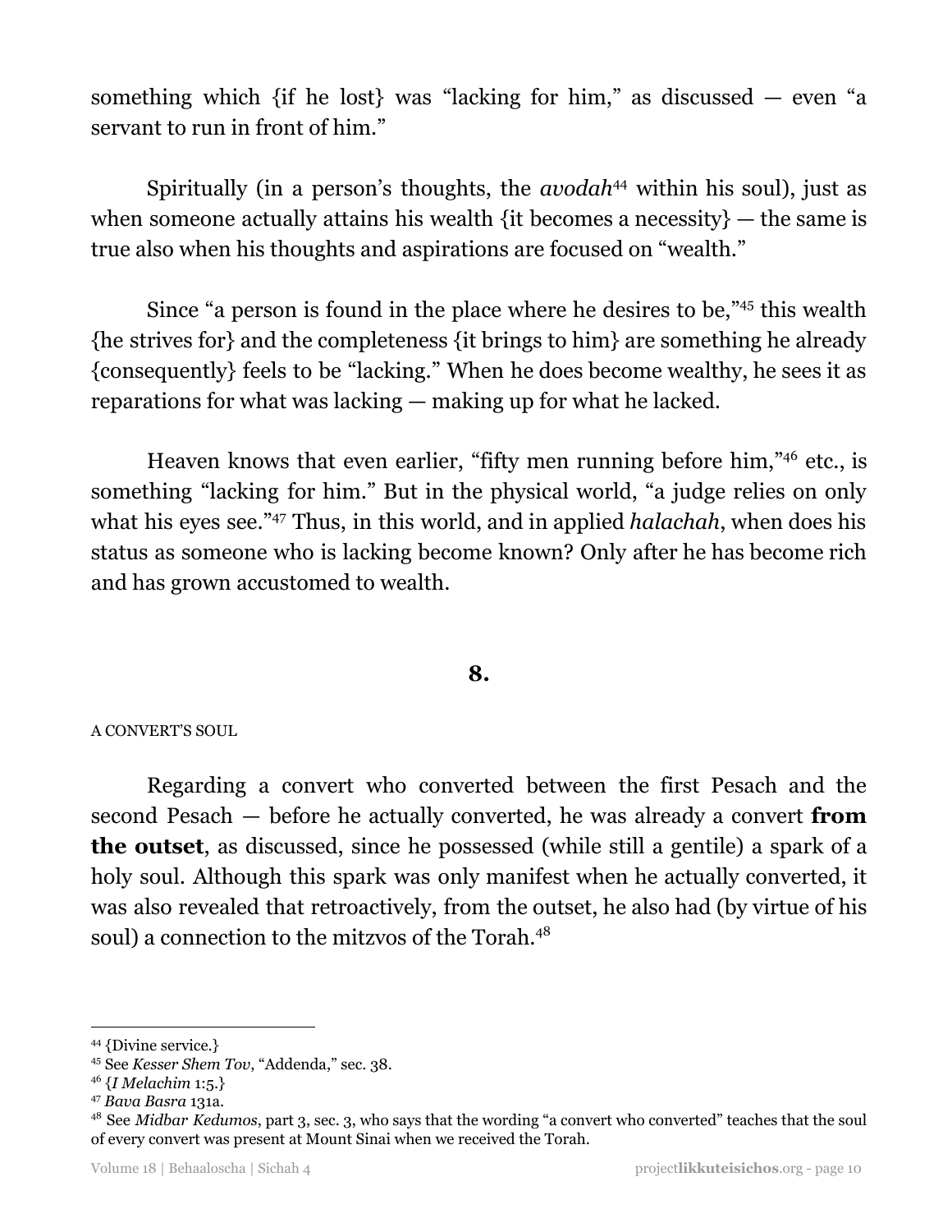something which {if he lost} was "lacking for him," as discussed — even "a servant to run in front of him."

Spiritually (in a person's thoughts, the *avodah*[44] within his soul), just as when someone actually attains his wealth {it becomes a necessity} — the same is true also when his thoughts and aspirations are focused on "wealth."

Since "a person is found in the place where he desires to be,"[45] this wealth {he strives for} and the completeness {it brings to him} are something he already {consequently} feels to be "lacking." When he does become wealthy, he sees it as reparations for what was lacking — making up for what he lacked.

Heaven knows that even earlier, "fifty men running before him,"[46] etc., is something "lacking for him." But in the physical world, "a judge relies on only what his eyes see."[47] Thus, in this world, and in applied *halachah*, when does his status as someone who is lacking become known? Only after he has become rich and has grown accustomed to wealth.

## 8.

A CONVERT'S SOUL

Regarding a convert who converted between the first Pesach and the second Pesach — before he actually converted, he was already a convert **from the outset**, as discussed, since he possessed (while still a gentile) a spark of a holy soul. Although this spark was only manifest when he actually converted, it was also revealed that retroactively, from the outset, he also had (by virtue of his soul) a connection to the mitzvos of the Torah.[48]

---

[44] {Divine service.}

[45] See *Kesser Shem Tov*, "Addenda," sec. 38.

[46] {*I Melachim* 1:5.}

[47] *Bava Basra* 131a.

[48] See *Midbar Kedumos*, part 3, sec. 3, who says that the wording "a convert who converted" teaches that the soul of every convert was present at Mount Sinai when we received the Torah.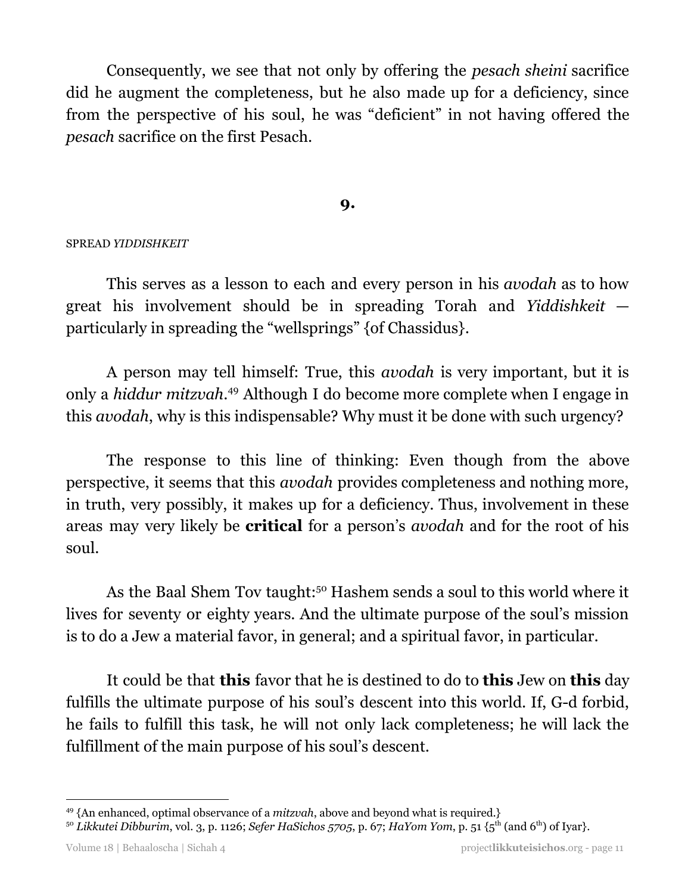Consequently, we see that not only by offering the *pesach sheini* sacrifice did he augment the completeness, but he also made up for a deficiency, since from the perspective of his soul, he was "deficient" in not having offered the *pesach* sacrifice on the first Pesach.

## 9.

SPREAD *YIDDISHKEIT*

This serves as a lesson to each and every person in his *avodah* as to how great his involvement should be in spreading Torah and *Yiddishkeit* — particularly in spreading the "wellsprings" {of Chassidus}.

A person may tell himself: True, this *avodah* is very important, but it is only a *hiddur mitzvah*.[49] Although I do become more complete when I engage in this *avodah*, why is this indispensable? Why must it be done with such urgency?

The response to this line of thinking: Even though from the above perspective, it seems that this *avodah* provides completeness and nothing more, in truth, very possibly, it makes up for a deficiency. Thus, involvement in these areas may very likely be **critical** for a person's *avodah* and for the root of his soul.

As the Baal Shem Tov taught:[50] Hashem sends a soul to this world where it lives for seventy or eighty years. And the ultimate purpose of the soul's mission is to do a Jew a material favor, in general; and a spiritual favor, in particular.

It could be that **this** favor that he is destined to do to **this** Jew on **this** day fulfills the ultimate purpose of his soul's descent into this world. If, G-d forbid, he fails to fulfill this task, he will not only lack completeness; he will lack the fulfillment of the main purpose of his soul's descent.

---

[49] {An enhanced, optimal observance of a *mitzvah*, above and beyond what is required.}

[50] *Likkutei Dibburim*, vol. 3, p. 1126; *Sefer HaSichos 5705*, p. 67; *HaYom Yom*, p. 51 {5th (and 6th) of Iyar}.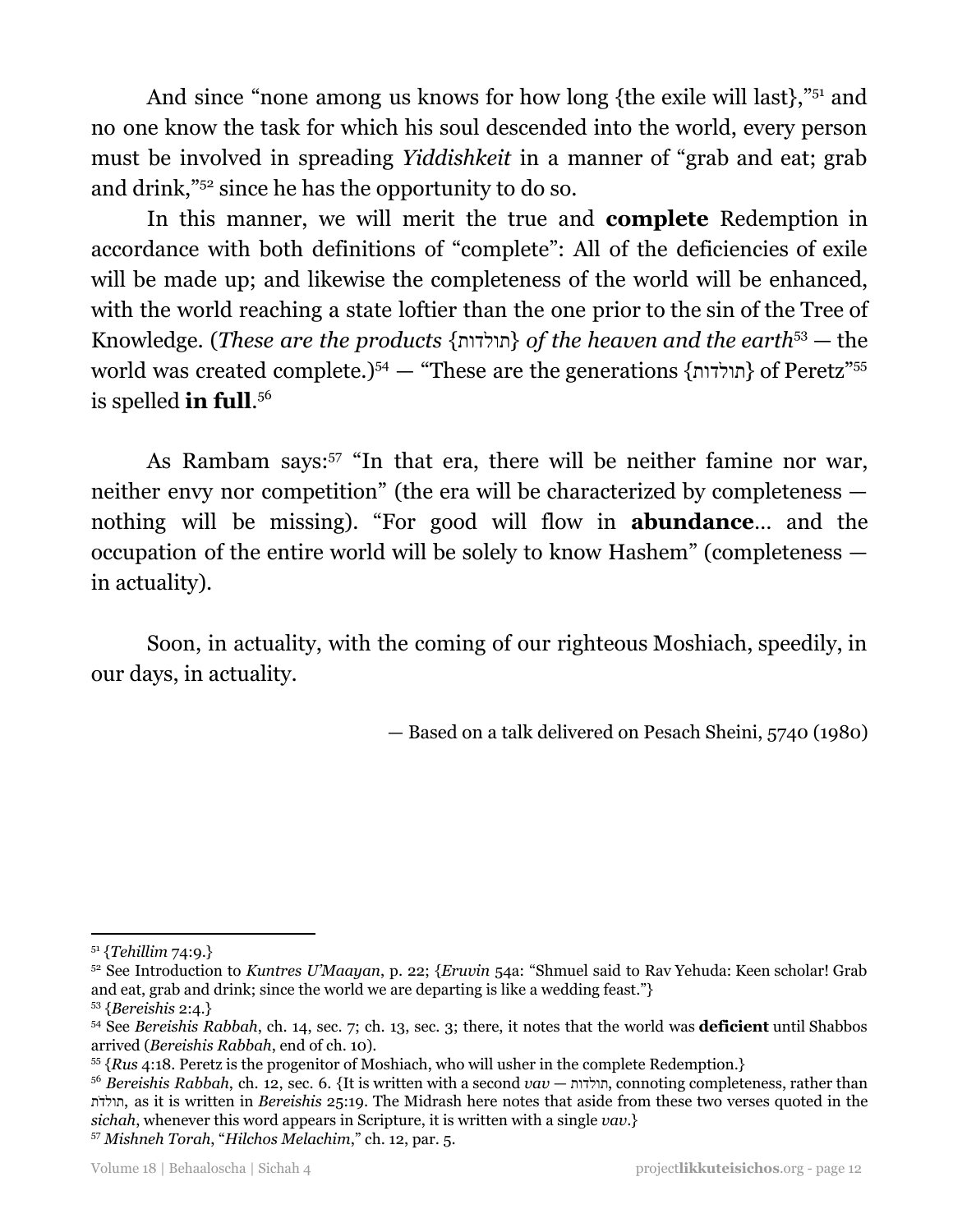And since "none among us knows for how long {the exile will last},"[51] and no one know the task for which his soul descended into the world, every person must be involved in spreading *Yiddishkeit* in a manner of "grab and eat; grab and drink,"[52] since he has the opportunity to do so.

In this manner, we will merit the true and **complete** Redemption in accordance with both definitions of "complete": All of the deficiencies of exile will be made up; and likewise the completeness of the world will be enhanced, with the world reaching a state loftier than the one prior to the sin of the Tree of Knowledge. (*These are the products* {תולדות} *of the heaven and the earth*[53] — the world was created complete.)[54] — "These are the generations {תולדות} of Peretz"[55] is spelled **in full**.[56]

As Rambam says:[57] "In that era, there will be neither famine nor war, neither envy nor competition" (the era will be characterized by completeness — nothing will be missing). "For good will flow in **abundance**... and the occupation of the entire world will be solely to know Hashem" (completeness — in actuality).

Soon, in actuality, with the coming of our righteous Moshiach, speedily, in our days, in actuality.

— Based on a talk delivered on Pesach Sheini, 5740 (1980)

---

[51] {*Tehillim* 74:9.}

[52] See Introduction to *Kuntres U'Maayan*, p. 22; {*Eruvin* 54a: "Shmuel said to Rav Yehuda: Keen scholar! Grab and eat, grab and drink; since the world we are departing is like a wedding feast."}

[53] {*Bereishis* 2:4.}

[54] See *Bereishis Rabbah*, ch. 14, sec. 7; ch. 13, sec. 3; there, it notes that the world was **deficient** until Shabbos arrived (*Bereishis Rabbah*, end of ch. 10).

[55] {*Rus* 4:18. Peretz is the progenitor of Moshiach, who will usher in the complete Redemption.}

[56] *Bereishis Rabbah*, ch. 12, sec. 6. {It is written with a second *vav* — תולדות, connoting completeness, rather than תולדת, as it is written in *Bereishis* 25:19. The Midrash here notes that aside from these two verses quoted in the *sichah*, whenever this word appears in Scripture, it is written with a single *vav*.}

[57] *Mishneh Torah*, "*Hilchos Melachim*," ch. 12, par. 5.